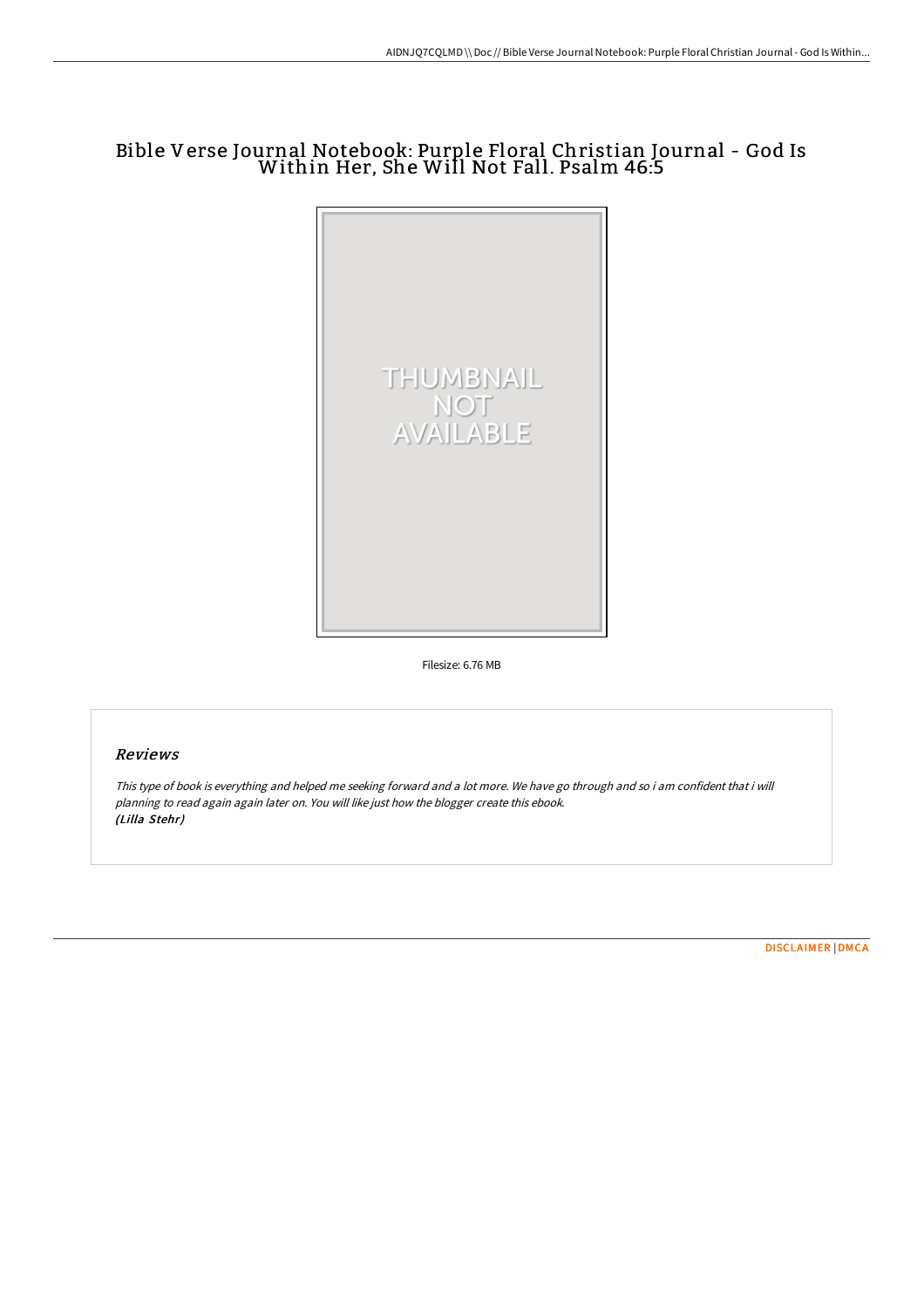# Bible Verse Journal Notebook: Purple Floral Christian Journal - God Is Within Her, She Will Not Fall. Psalm 46:5

Filesize: 6.76 MB

## *Reviews*

*This type of book is everything and helped me seeking forward and a lot more. We have go through and so i am confident that i will planning to read again again later on. You will like just how the blogger create this ebook.*
*(Lilla Stehr)*

DISCLAIMER | DMCA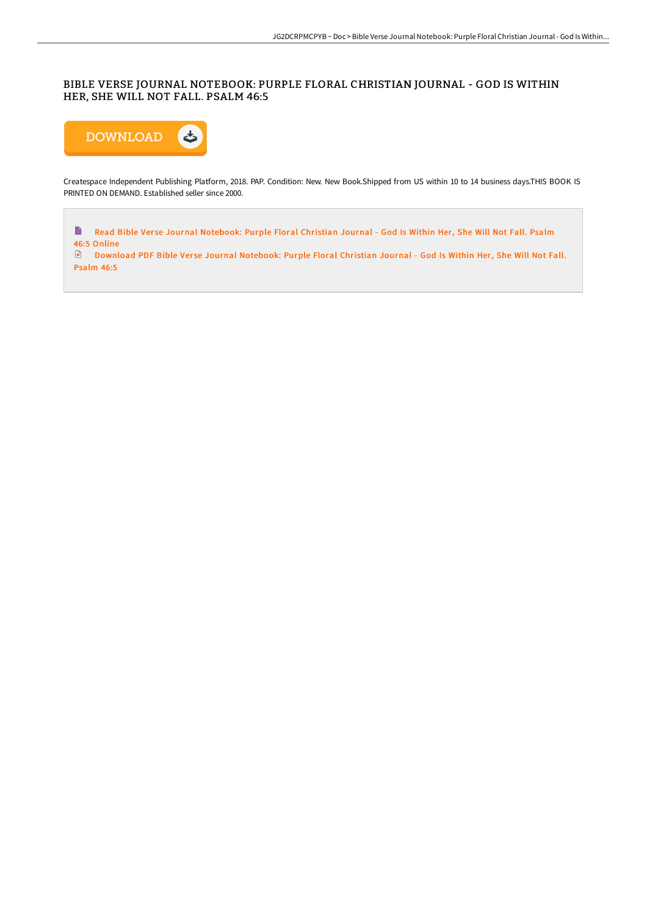# BIBLE VERSE JOURNAL NOTEBOOK: PURPLE FLORAL CHRISTIAN JOURNAL - GOD IS WITHIN HER, SHE WILL NOT FALL. PSALM 46:5

DOWNLOAD

Createspace Independent Publishing Platform, 2018. PAP. Condition: New. New Book.Shipped from US within 10 to 14 business days.THIS BOOK IS PRINTED ON DEMAND. Established seller since 2000.

Read Bible Verse Journal Notebook: Purple Floral Christian Journal - God Is Within Her, She Will Not Fall. Psalm 46:5 Online

Download PDF Bible Verse Journal Notebook: Purple Floral Christian Journal - God Is Within Her, She Will Not Fall. Psalm 46:5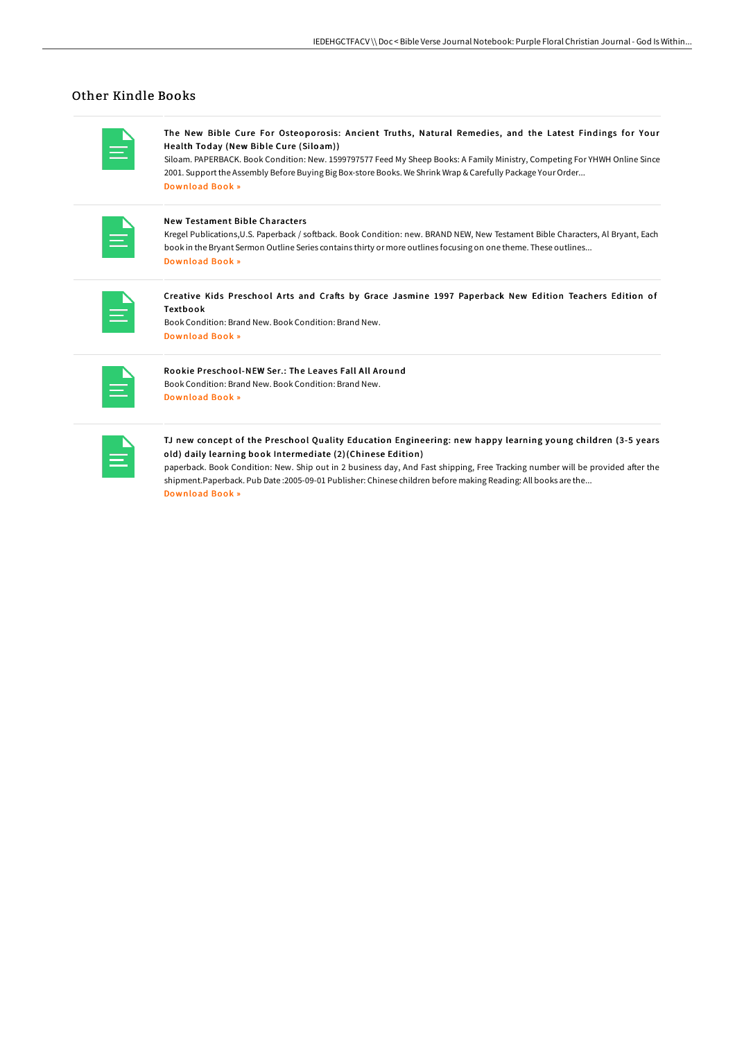## Other Kindle Books

**The New Bible Cure For Osteoporosis: Ancient Truths, Natural Remedies, and the Latest Findings for Your Health Today (New Bible Cure (Siloam))**

Siloam. PAPERBACK. Book Condition: New. 1599797577 Feed My Sheep Books: A Family Ministry, Competing For YHWH Online Since 2001. Support the Assembly Before Buying Big Box-store Books. We Shrink Wrap & Carefully Package Your Order...

Download Book »

**New Testament Bible Characters**

Kregel Publications,U.S. Paperback / softback. Book Condition: new. BRAND NEW, New Testament Bible Characters, Al Bryant, Each book in the Bryant Sermon Outline Series contains thirty or more outlines focusing on one theme. These outlines...

Download Book »

**Creative Kids Preschool Arts and Crafts by Grace Jasmine 1997 Paperback New Edition Teachers Edition of Textbook**

Book Condition: Brand New. Book Condition: Brand New.

Download Book »

**Rookie Preschool-NEW Ser.: The Leaves Fall All Around**

Book Condition: Brand New. Book Condition: Brand New.

Download Book »

**TJ new concept of the Preschool Quality Education Engineering: new happy learning young children (3-5 years old) daily learning book Intermediate (2)(Chinese Edition)**

paperback. Book Condition: New. Ship out in 2 business day, And Fast shipping, Free Tracking number will be provided after the shipment.Paperback. Pub Date :2005-09-01 Publisher: Chinese children before making Reading: All books are the...

Download Book »